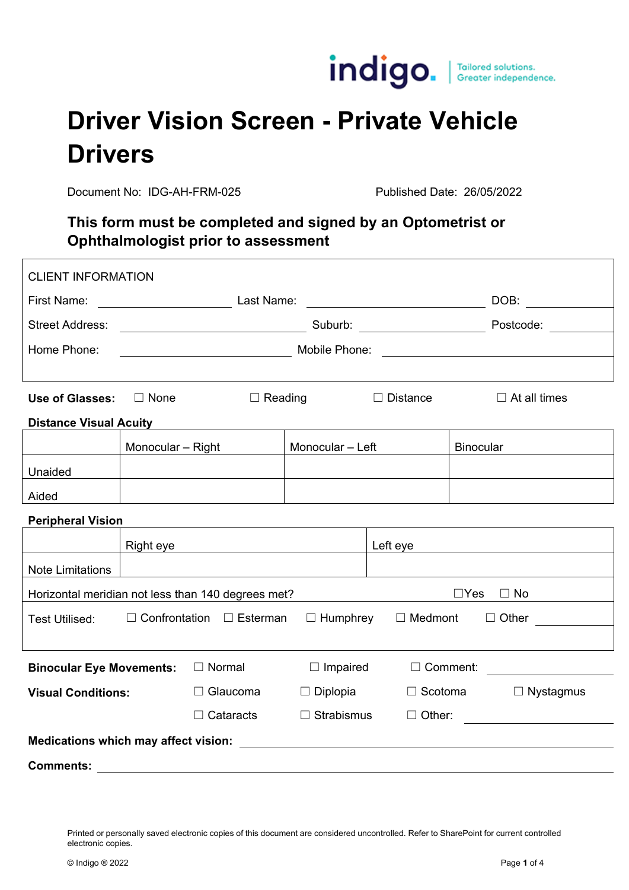indigo. Tailored solutions. Greater independence.

# Driver Vision Screen - Private Vehicle Drivers

Document No: IDG-AH-FRM-025 Published Date: 26/05/2022

### This form must be completed and signed by an Optometrist or Ophthalmologist prior to assessment

CLIENT INFORMATION

First Name: ____________ Last Name: ____________ DOB: ____________

Street Address: ____________ Suburb: ____________ Postcode: ____________

Home Phone: ____________ Mobile Phone: ____________

**Use of Glasses:** ☐ None ☐ Reading ☐ Distance ☐ At all times

**Distance Visual Acuity**

| | Monocular – Right | Monocular – Left | Binocular |
|---|---|---|---|
| Unaided | | | |
| Aided | | | |

**Peripheral Vision**

| | Right eye | Left eye |
|---|---|---|
| Note Limitations | | |

Horizontal meridian not less than 140 degrees met? ☐Yes ☐ No

Test Utilised: ☐ Confrontation ☐ Esterman ☐ Humphrey ☐ Medmont ☐ Other ____________

**Binocular Eye Movements:** ☐ Normal ☐ Impaired ☐ Comment: ____________

**Visual Conditions:** ☐ Glaucoma ☐ Diplopia ☐ Scotoma ☐ Nystagmus ☐ Cataracts ☐ Strabismus ☐ Other: ____________

**Medications which may affect vision:** ____________

**Comments:** ____________

Printed or personally saved electronic copies of this document are considered uncontrolled. Refer to SharePoint for current controlled electronic copies.

© Indigo ® 2022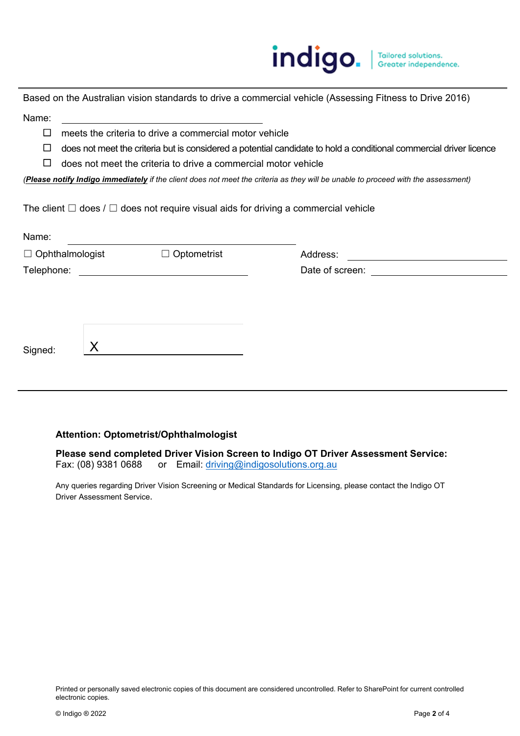Based on the Australian vision standards to drive a commercial vehicle (Assessing Fitness to Drive 2016)

Name: \_\_\_\_\_\_\_\_\_\_\_\_\_\_\_\_\_\_\_\_\_\_\_\_\_\_\_\_\_\_

- ☐ meets the criteria to drive a commercial motor vehicle
- ☐ does not meet the criteria but is considered a potential candidate to hold a conditional commercial driver licence
- ☐ does not meet the criteria to drive a commercial motor vehicle

*(**Please notify Indigo immediately** if the client does not meet the criteria as they will be unable to proceed with the assessment)*

The client ☐ does / ☐ does not require visual aids for driving a commercial vehicle

Name: \_\_\_\_\_\_\_\_\_\_\_\_\_\_\_\_\_\_\_\_\_\_\_\_\_\_\_\_\_\_

☐ Ophthalmologist ☐ Optometrist

Address: \_\_\_\_\_\_\_\_\_\_\_\_\_\_\_\_\_\_\_\_\_\_\_\_\_\_\_\_\_\_

Telephone: \_\_\_\_\_\_\_\_\_\_\_\_\_\_\_\_\_\_\_\_\_\_\_\_\_\_\_\_\_\_

Date of screen: \_\_\_\_\_\_\_\_\_\_\_\_\_\_\_\_\_\_\_\_\_\_\_\_\_\_\_\_\_\_

Signed: X \_\_\_\_\_\_\_\_\_\_\_\_\_\_\_\_\_\_\_\_\_\_\_\_\_\_\_\_\_\_

---

**Attention: Optometrist/Ophthalmologist**

**Please send completed Driver Vision Screen to Indigo OT Driver Assessment Service:**
Fax: (08) 9381 0688 or Email: driving@indigosolutions.org.au

Any queries regarding Driver Vision Screening or Medical Standards for Licensing, please contact the Indigo OT Driver Assessment Service.

Printed or personally saved electronic copies of this document are considered uncontrolled. Refer to SharePoint for current controlled electronic copies.

© Indigo ® 2022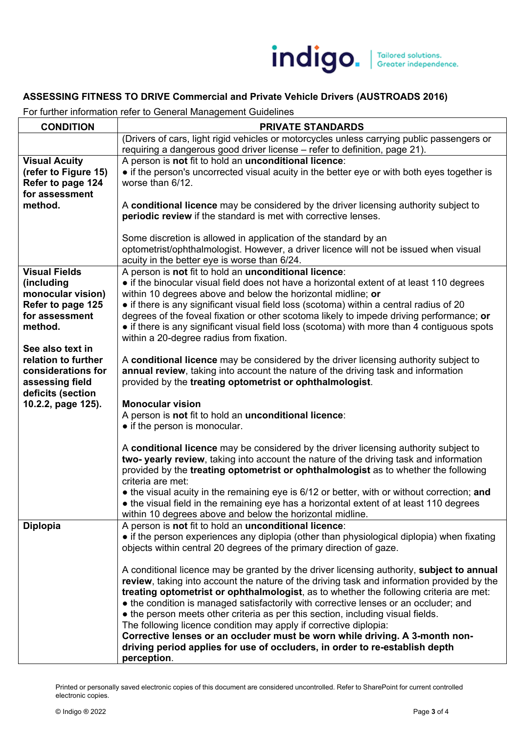**ASSESSING FITNESS TO DRIVE Commercial and Private Vehicle Drivers (AUSTROADS 2016)**

For further information refer to General Management Guidelines

| CONDITION | PRIVATE STANDARDS |
|---|---|
| | (Drivers of cars, light rigid vehicles or motorcycles unless carrying public passengers or requiring a dangerous good driver license – refer to definition, page 21). |
| **Visual Acuity (refer to Figure 15) Refer to page 124 for assessment method.** | A person is **not** fit to hold an **unconditional licence**:<br>● if the person's uncorrected visual acuity in the better eye or with both eyes together is worse than 6/12.<br><br>A **conditional licence** may be considered by the driver licensing authority subject to **periodic review** if the standard is met with corrective lenses.<br><br>Some discretion is allowed in application of the standard by an optometrist/ophthalmologist. However, a driver licence will not be issued when visual acuity in the better eye is worse than 6/24. |
| **Visual Fields (including monocular vision) Refer to page 125 for assessment method.**<br><br>**See also text in relation to further considerations for assessing field deficits (section 10.2.2, page 125).** | A person is **not** fit to hold an **unconditional licence**:<br>● if the binocular visual field does not have a horizontal extent of at least 110 degrees within 10 degrees above and below the horizontal midline; **or**<br>● if there is any significant visual field loss (scotoma) within a central radius of 20 degrees of the foveal fixation or other scotoma likely to impede driving performance; **or**<br>● if there is any significant visual field loss (scotoma) with more than 4 contiguous spots within a 20-degree radius from fixation.<br><br>A **conditional licence** may be considered by the driver licensing authority subject to **annual review**, taking into account the nature of the driving task and information provided by the **treating optometrist or ophthalmologist**.<br><br>**Monocular vision**<br>A person is **not** fit to hold an **unconditional licence**:<br>● if the person is monocular.<br><br>A **conditional licence** may be considered by the driver licensing authority subject to **two- yearly review**, taking into account the nature of the driving task and information provided by the **treating optometrist or ophthalmologist** as to whether the following criteria are met:<br>● the visual acuity in the remaining eye is 6/12 or better, with or without correction; **and**<br>● the visual field in the remaining eye has a horizontal extent of at least 110 degrees within 10 degrees above and below the horizontal midline. |
| **Diplopia** | A person is **not** fit to hold an **unconditional licence**:<br>● if the person experiences any diplopia (other than physiological diplopia) when fixating objects within central 20 degrees of the primary direction of gaze.<br><br>A conditional licence may be granted by the driver licensing authority, **subject to annual review**, taking into account the nature of the driving task and information provided by the **treating optometrist or ophthalmologist**, as to whether the following criteria are met:<br>● the condition is managed satisfactorily with corrective lenses or an occluder; and<br>● the person meets other criteria as per this section, including visual fields.<br>The following licence condition may apply if corrective diplopia:<br>**Corrective lenses or an occluder must be worn while driving. A 3-month non-driving period applies for use of occluders, in order to re-establish depth perception**. |

Printed or personally saved electronic copies of this document are considered uncontrolled. Refer to SharePoint for current controlled electronic copies.

© Indigo ® 2022